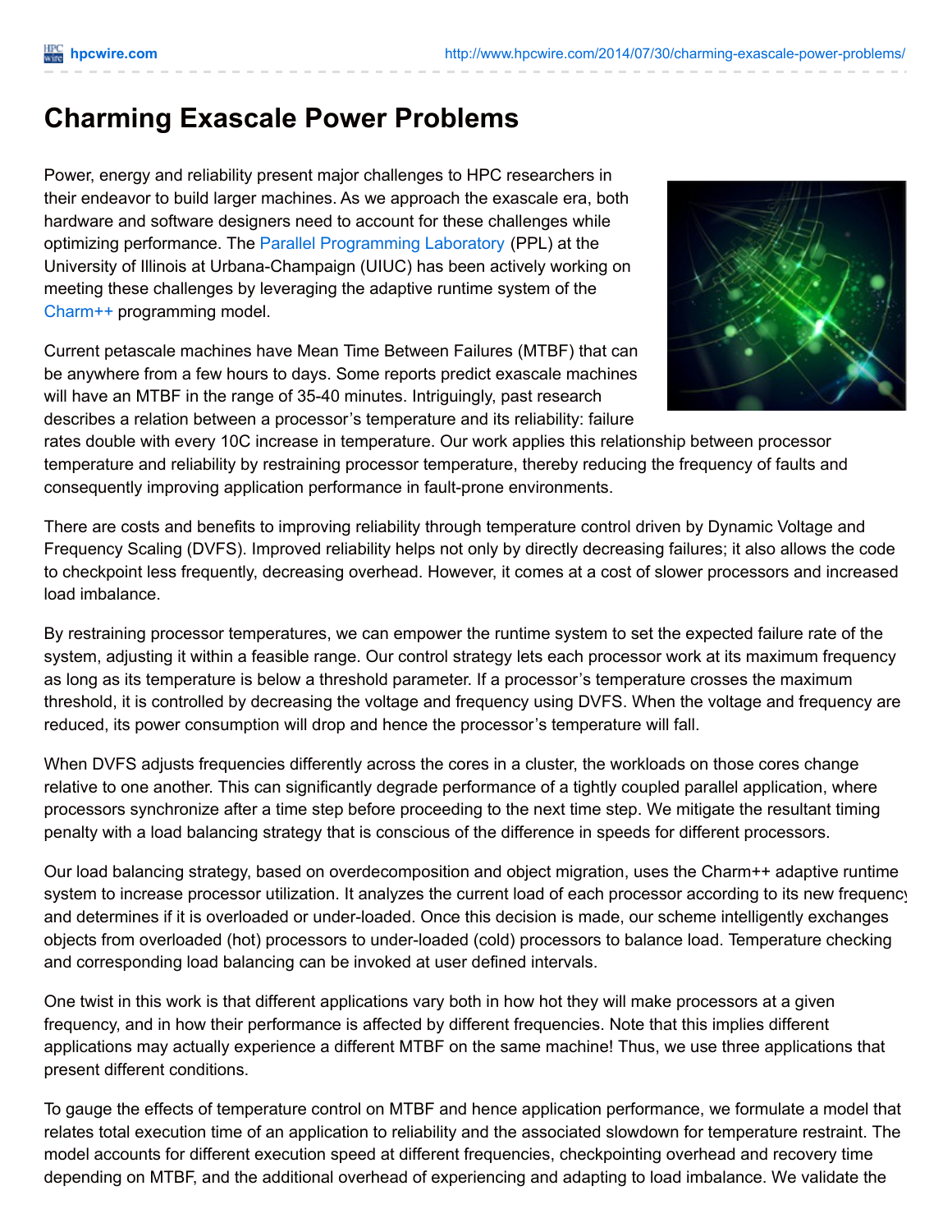# Charming Exascale Power Problems

Power, energy and reliability present major challenges to HPC researchers in their endeavor to build larger machines. As we approach the exascale era, both hardware and software designers need to account for these challenges while optimizing performance. The Parallel Programming Laboratory (PPL) at the University of Illinois at Urbana-Champaign (UIUC) has been actively working on meeting these challenges by leveraging the adaptive runtime system of the Charm++ programming model.

Current petascale machines have Mean Time Between Failures (MTBF) that can be anywhere from a few hours to days. Some reports predict exascale machines will have an MTBF in the range of 35-40 minutes. Intriguingly, past research describes a relation between a processor's temperature and its reliability: failure rates double with every 10C increase in temperature. Our work applies this relationship between processor temperature and reliability by restraining processor temperature, thereby reducing the frequency of faults and consequently improving application performance in fault-prone environments.

There are costs and benefits to improving reliability through temperature control driven by Dynamic Voltage and Frequency Scaling (DVFS). Improved reliability helps not only by directly decreasing failures; it also allows the code to checkpoint less frequently, decreasing overhead. However, it comes at a cost of slower processors and increased load imbalance.

By restraining processor temperatures, we can empower the runtime system to set the expected failure rate of the system, adjusting it within a feasible range. Our control strategy lets each processor work at its maximum frequency as long as its temperature is below a threshold parameter. If a processor's temperature crosses the maximum threshold, it is controlled by decreasing the voltage and frequency using DVFS. When the voltage and frequency are reduced, its power consumption will drop and hence the processor's temperature will fall.

When DVFS adjusts frequencies differently across the cores in a cluster, the workloads on those cores change relative to one another. This can significantly degrade performance of a tightly coupled parallel application, where processors synchronize after a time step before proceeding to the next time step. We mitigate the resultant timing penalty with a load balancing strategy that is conscious of the difference in speeds for different processors.

Our load balancing strategy, based on overdecomposition and object migration, uses the Charm++ adaptive runtime system to increase processor utilization. It analyzes the current load of each processor according to its new frequency and determines if it is overloaded or under-loaded. Once this decision is made, our scheme intelligently exchanges objects from overloaded (hot) processors to under-loaded (cold) processors to balance load. Temperature checking and corresponding load balancing can be invoked at user defined intervals.

One twist in this work is that different applications vary both in how hot they will make processors at a given frequency, and in how their performance is affected by different frequencies. Note that this implies different applications may actually experience a different MTBF on the same machine! Thus, we use three applications that present different conditions.

To gauge the effects of temperature control on MTBF and hence application performance, we formulate a model that relates total execution time of an application to reliability and the associated slowdown for temperature restraint. The model accounts for different execution speed at different frequencies, checkpointing overhead and recovery time depending on MTBF, and the additional overhead of experiencing and adapting to load imbalance. We validate the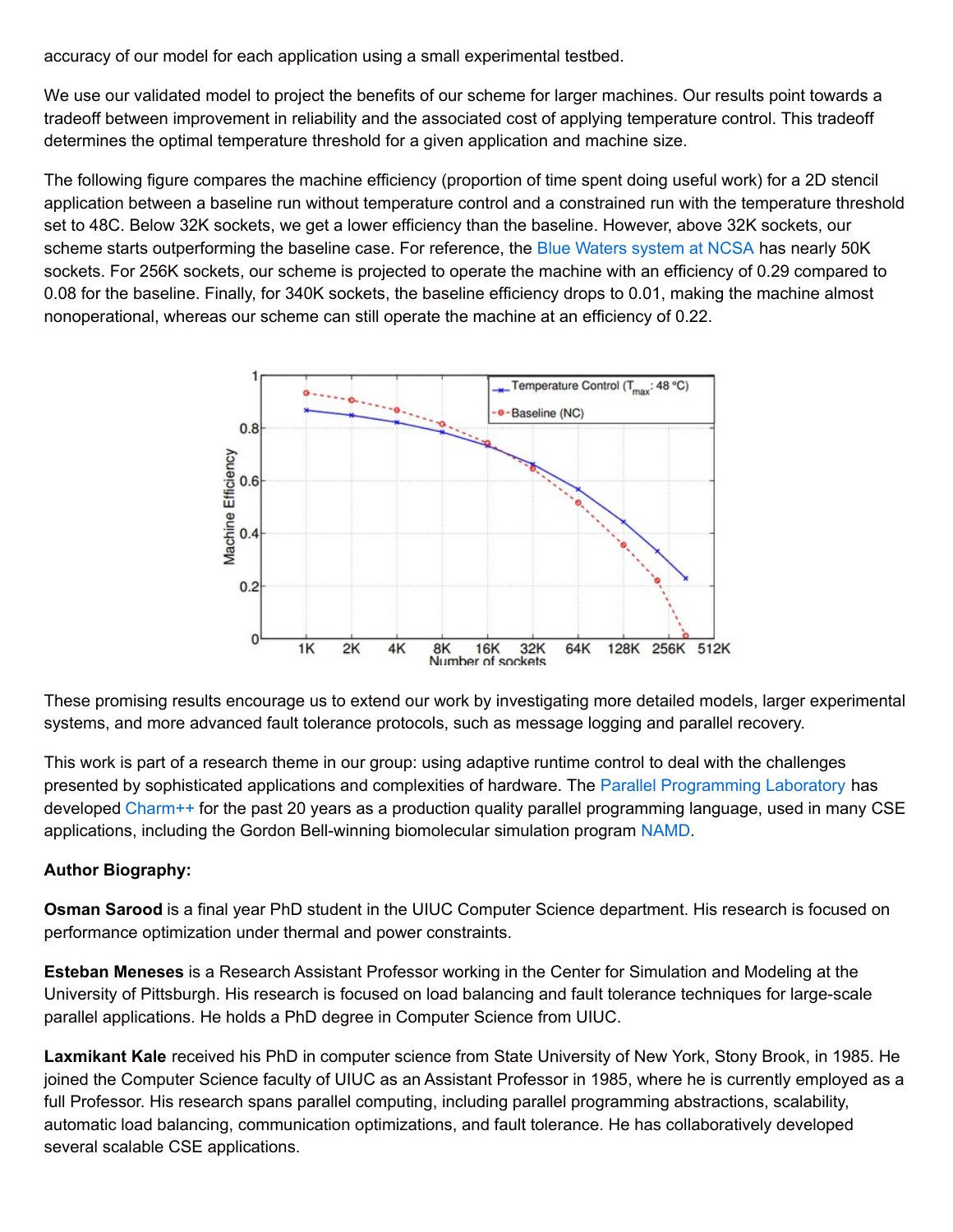accuracy of our model for each application using a small experimental testbed.

We use our validated model to project the benefits of our scheme for larger machines. Our results point towards a tradeoff between improvement in reliability and the associated cost of applying temperature control. This tradeoff determines the optimal temperature threshold for a given application and machine size.

The following figure compares the machine efficiency (proportion of time spent doing useful work) for a 2D stencil application between a baseline run without temperature control and a constrained run with the temperature threshold set to 48C. Below 32K sockets, we get a lower efficiency than the baseline. However, above 32K sockets, our scheme starts outperforming the baseline case. For reference, the Blue Waters system at NCSA has nearly 50K sockets. For 256K sockets, our scheme is projected to operate the machine with an efficiency of 0.29 compared to 0.08 for the baseline. Finally, for 340K sockets, the baseline efficiency drops to 0.01, making the machine almost nonoperational, whereas our scheme can still operate the machine at an efficiency of 0.22.

These promising results encourage us to extend our work by investigating more detailed models, larger experimental systems, and more advanced fault tolerance protocols, such as message logging and parallel recovery.

This work is part of a research theme in our group: using adaptive runtime control to deal with the challenges presented by sophisticated applications and complexities of hardware. The Parallel Programming Laboratory has developed Charm++ for the past 20 years as a production quality parallel programming language, used in many CSE applications, including the Gordon Bell-winning biomolecular simulation program NAMD.

**Author Biography:**

**Osman Sarood** is a final year PhD student in the UIUC Computer Science department. His research is focused on performance optimization under thermal and power constraints.

**Esteban Meneses** is a Research Assistant Professor working in the Center for Simulation and Modeling at the University of Pittsburgh. His research is focused on load balancing and fault tolerance techniques for large-scale parallel applications. He holds a PhD degree in Computer Science from UIUC.

**Laxmikant Kale** received his PhD in computer science from State University of New York, Stony Brook, in 1985. He joined the Computer Science faculty of UIUC as an Assistant Professor in 1985, where he is currently employed as a full Professor. His research spans parallel computing, including parallel programming abstractions, scalability, automatic load balancing, communication optimizations, and fault tolerance. He has collaboratively developed several scalable CSE applications.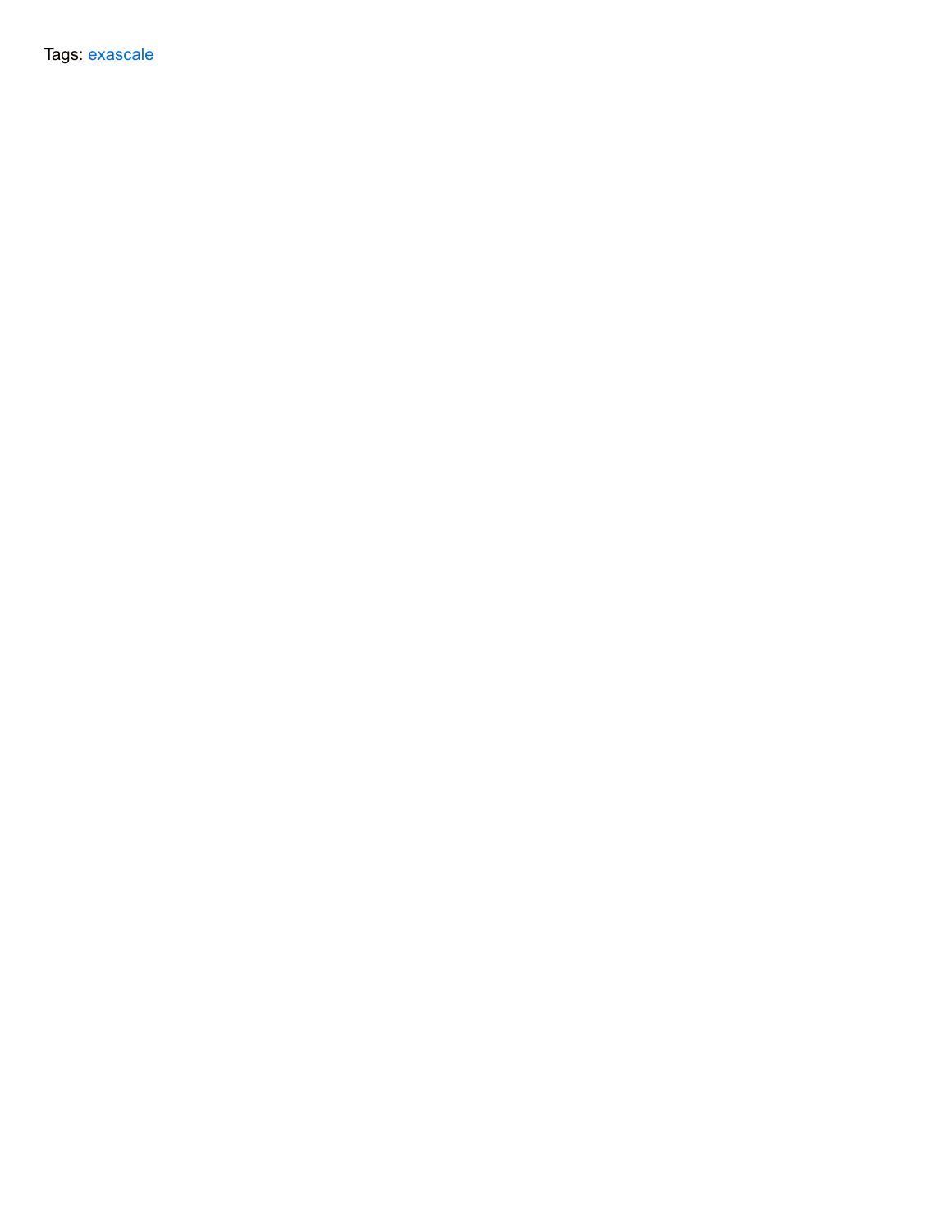Tags: exascale